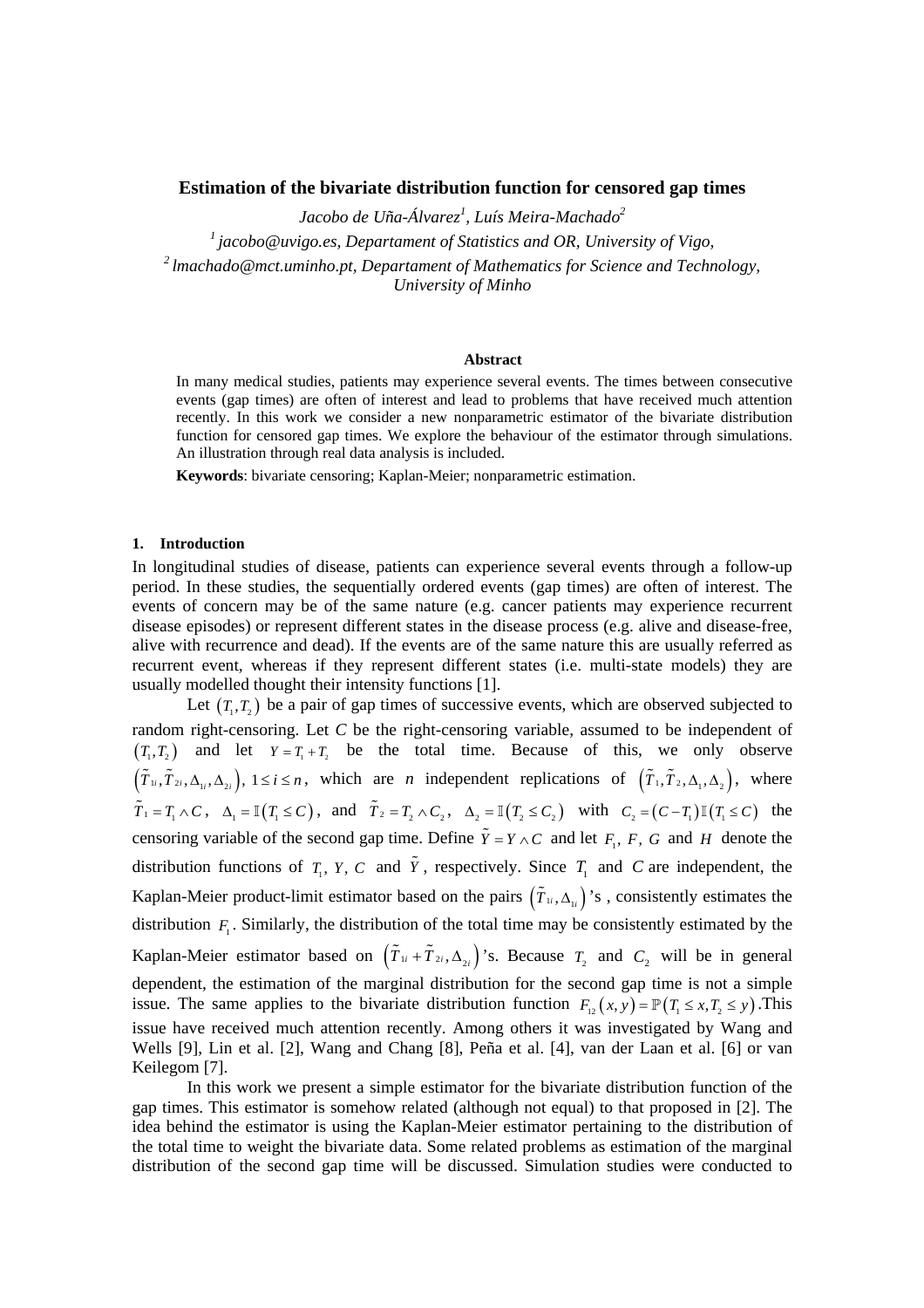# Estimation of the bivariate distribution function for censored gap times

*Jacobo de Uña-Álvarez[1], Luís Meira-Machado[2]*

[1] *jacobo@uvigo.es, Departament of Statistics and OR, University of Vigo,*

[2] *lmachado@mct.uminho.pt, Departament of Mathematics for Science and Technology, University of Minho*

### Abstract

In many medical studies, patients may experience several events. The times between consecutive events (gap times) are often of interest and lead to problems that have received much attention recently. In this work we consider a new nonparametric estimator of the bivariate distribution function for censored gap times. We explore the behaviour of the estimator through simulations. An illustration through real data analysis is included.

**Keywords**: bivariate censoring; Kaplan-Meier; nonparametric estimation.

## 1. Introduction

In longitudinal studies of disease, patients can experience several events through a follow-up period. In these studies, the sequentially ordered events (gap times) are often of interest. The events of concern may be of the same nature (e.g. cancer patients may experience recurrent disease episodes) or represent different states in the disease process (e.g. alive and disease-free, alive with recurrence and dead). If the events are of the same nature this are usually referred as recurrent event, whereas if they represent different states (i.e. multi-state models) they are usually modelled thought their intensity functions [1].

Let $(T_1, T_2)$ be a pair of gap times of successive events, which are observed subjected to random right-censoring. Let $C$ be the right-censoring variable, assumed to be independent of $(T_1, T_2)$ and let $Y = T_1 + T_2$ be the total time. Because of this, we only observe $(\tilde{T}_{1i}, \tilde{T}_{2i}, \Delta_{1i}, \Delta_{2i})$, $1 \le i \le n$, which are $n$ independent replications of $(\tilde{T}_1, \tilde{T}_2, \Delta_1, \Delta_2)$, where $\tilde{T}_1 = T_1 \wedge C$, $\Delta_1 = \mathbb{I}(T_1 \le C)$, and $\tilde{T}_2 = T_2 \wedge C_2$, $\Delta_2 = \mathbb{I}(T_2 \le C_2)$ with $C_2 = (C - T_1)\mathbb{I}(T_1 \le C)$ the censoring variable of the second gap time. Define $\tilde{Y} = Y \wedge C$ and let $F_1$, $F$, $G$ and $H$ denote the distribution functions of $T_1$, $Y$, $C$ and $\tilde{Y}$, respectively. Since $T_1$ and $C$ are independent, the Kaplan-Meier product-limit estimator based on the pairs $(\tilde{T}_{1i}, \Delta_{1i})$'s , consistently estimates the distribution $F_1$. Similarly, the distribution of the total time may be consistently estimated by the Kaplan-Meier estimator based on $(\tilde{T}_{1i} + \tilde{T}_{2i}, \Delta_{2i})$'s. Because $T_2$ and $C_2$ will be in general dependent, the estimation of the marginal distribution for the second gap time is not a simple issue. The same applies to the bivariate distribution function $F_{12}(x, y) = \mathbb{P}(T_1 \le x, T_2 \le y)$.This issue have received much attention recently. Among others it was investigated by Wang and Wells [9], Lin et al. [2], Wang and Chang [8], Peña et al. [4], van der Laan et al. [6] or van Keilegom [7].

In this work we present a simple estimator for the bivariate distribution function of the gap times. This estimator is somehow related (although not equal) to that proposed in [2]. The idea behind the estimator is using the Kaplan-Meier estimator pertaining to the distribution of the total time to weight the bivariate data. Some related problems as estimation of the marginal distribution of the second gap time will be discussed. Simulation studies were conducted to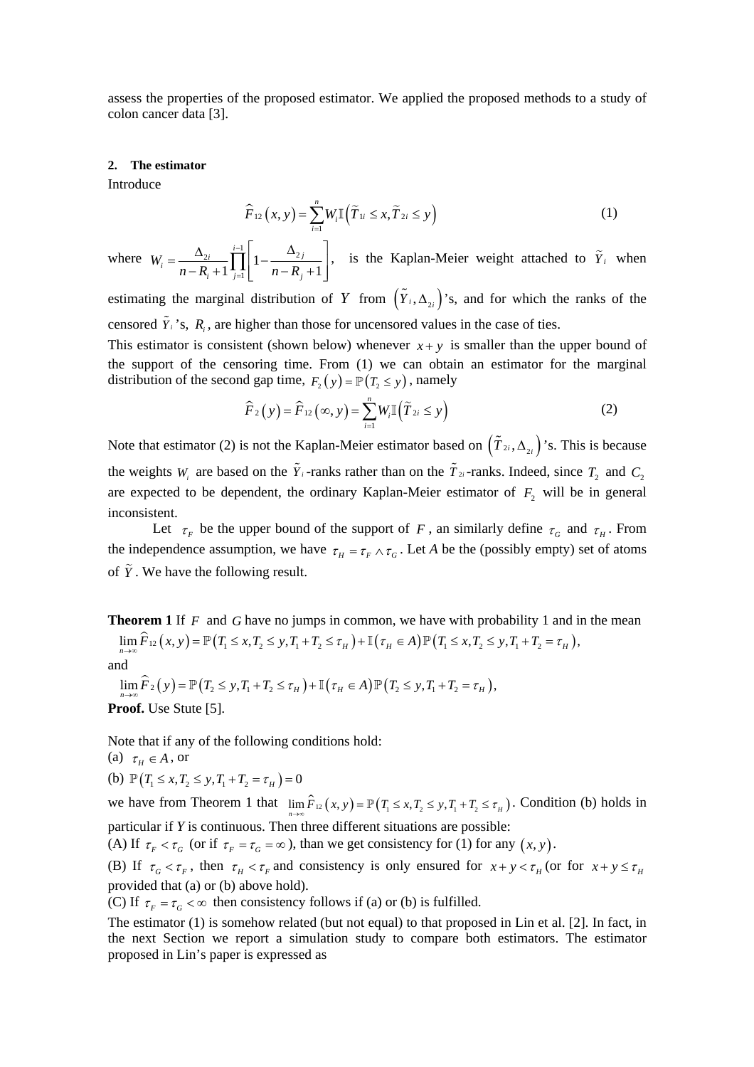assess the properties of the proposed estimator. We applied the proposed methods to a study of colon cancer data [3].

## 2. The estimator

Introduce

$$\widehat{F}_{12}(x,y)=\sum_{i=1}^{n} W_i \mathbb{I}\left(\widetilde{T}_{1i}\le x,\widetilde{T}_{2i}\le y\right) \tag{1}$$

where $W_i=\frac{\Delta_{2i}}{n-R_i+1}\prod_{j=1}^{i-1}\left[1-\frac{\Delta_{2j}}{n-R_j+1}\right]$, is the Kaplan-Meier weight attached to $\widetilde{Y}_i$ when estimating the marginal distribution of $Y$ from $\left(\widetilde{Y}_i,\Delta_{2i}\right)$'s, and for which the ranks of the censored $\widetilde{Y}_i$'s, $R_i$, are higher than those for uncensored values in the case of ties.

This estimator is consistent (shown below) whenever $x+y$ is smaller than the upper bound of the support of the censoring time. From (1) we can obtain an estimator for the marginal distribution of the second gap time, $F_2(y)=\mathbb{P}(T_2\le y)$, namely

$$\widehat{F}_2(y)=\widehat{F}_{12}(\infty,y)=\sum_{i=1}^{n} W_i \mathbb{I}\left(\widetilde{T}_{2i}\le y\right) \tag{2}$$

Note that estimator (2) is not the Kaplan-Meier estimator based on $\left(\widetilde{T}_{2i},\Delta_{2i}\right)$'s. This is because the weights $W_i$ are based on the $\widetilde{Y}_i$-ranks rather than on the $\widetilde{T}_{2i}$-ranks. Indeed, since $T_2$ and $C_2$ are expected to be dependent, the ordinary Kaplan-Meier estimator of $F_2$ will be in general inconsistent.

Let $\tau_F$ be the upper bound of the support of $F$, an similarly define $\tau_G$ and $\tau_H$. From the independence assumption, we have $\tau_H=\tau_F\wedge\tau_G$. Let *A* be the (possibly empty) set of atoms of $\widetilde{Y}$. We have the following result.

**Theorem 1** If $F$ and $G$ have no jumps in common, we have with probability 1 and in the mean

$$\lim_{n\to\infty}\widehat{F}_{12}(x,y)=\mathbb{P}\left(T_1\le x,T_2\le y,T_1+T_2\le\tau_H\right)+\mathbb{I}\left(\tau_H\in A\right)\mathbb{P}\left(T_1\le x,T_2\le y,T_1+T_2=\tau_H\right),$$

and

$$\lim_{n\to\infty}\widehat{F}_2(y)=\mathbb{P}\left(T_2\le y,T_1+T_2\le\tau_H\right)+\mathbb{I}\left(\tau_H\in A\right)\mathbb{P}\left(T_2\le y,T_1+T_2=\tau_H\right),$$

**Proof.** Use Stute [5].

Note that if any of the following conditions hold:

(a) $\tau_H\in A$, or

(b) $\mathbb{P}\left(T_1\le x,T_2\le y,T_1+T_2=\tau_H\right)=0$

we have from Theorem 1 that $\lim_{n\to\infty}\hat{F}_{12}(x,y)=\mathbb{P}\left(T_1\le x,T_2\le y,T_1+T_2\le\tau_H\right)$. Condition (b) holds in particular if *Y* is continuous. Then three different situations are possible:

(A) If $\tau_F<\tau_G$ (or if $\tau_F=\tau_G=\infty$), than we get consistency for (1) for any $(x,y)$.

(B) If $\tau_G<\tau_F$, then $\tau_H<\tau_F$ and consistency is only ensured for $x+y<\tau_H$ (or for $x+y\le\tau_H$ provided that (a) or (b) above hold).

(C) If $\tau_F=\tau_G<\infty$ then consistency follows if (a) or (b) is fulfilled.

The estimator (1) is somehow related (but not equal) to that proposed in Lin et al. [2]. In fact, in the next Section we report a simulation study to compare both estimators. The estimator proposed in Lin's paper is expressed as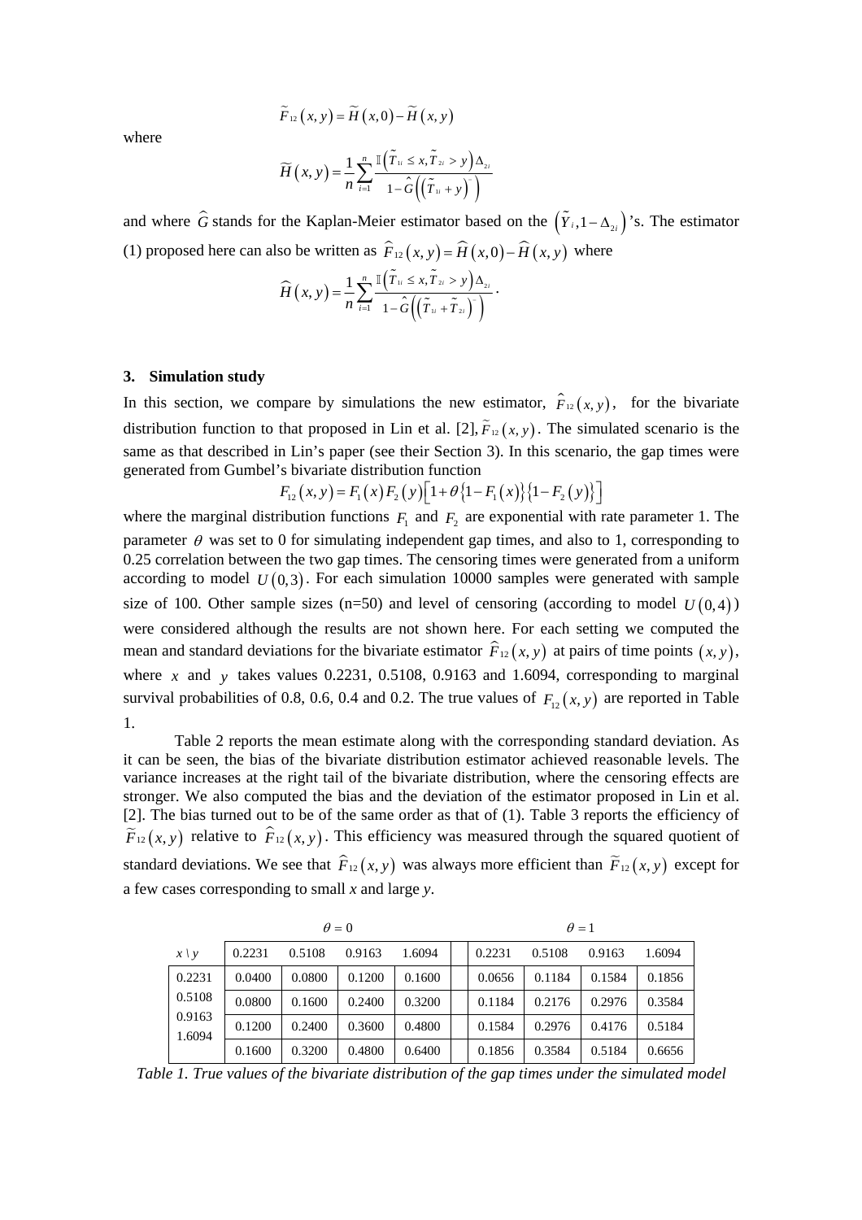$$\widetilde{F}_{12}(x,y) = \widetilde{H}(x,0) - \widetilde{H}(x,y)$$

where

$$\widetilde{H}(x,y) = \frac{1}{n}\sum_{i=1}^{n}\frac{\mathbb{I}\left(\tilde{T}_{1i} \le x, \tilde{T}_{2i} > y\right)\Delta_{2i}}{1-\hat{G}\left(\left(\tilde{T}_{1i}+y\right)^{-}\right)}$$

and where $\widehat{G}$ stands for the Kaplan-Meier estimator based on the $\left(\tilde{Y}_i, 1-\Delta_{2i}\right)$'s. The estimator (1) proposed here can also be written as $\widehat{F}_{12}(x,y) = \widehat{H}(x,0) - \widehat{H}(x,y)$ where

$$\widehat{H}(x,y) = \frac{1}{n}\sum_{i=1}^{n}\frac{\mathbb{I}\left(\tilde{T}_{1i} \le x, \tilde{T}_{2i} > y\right)\Delta_{2i}}{1-\hat{G}\left(\left(\tilde{T}_{1i}+\tilde{T}_{2i}\right)^{-}\right)}.$$

## 3. Simulation study

In this section, we compare by simulations the new estimator, $\widehat{F}_{12}(x,y)$, for the bivariate distribution function to that proposed in Lin et al. [2], $\widetilde{F}_{12}(x,y)$. The simulated scenario is the same as that described in Lin's paper (see their Section 3). In this scenario, the gap times were generated from Gumbel's bivariate distribution function

$$F_{12}(x,y) = F_1(x)F_2(y)\left[1+\theta\{1-F_1(x)\}\{1-F_2(y)\}\right]$$

where the marginal distribution functions $F_1$ and $F_2$ are exponential with rate parameter 1. The parameter $\theta$ was set to 0 for simulating independent gap times, and also to 1, corresponding to 0.25 correlation between the two gap times. The censoring times were generated from a uniform according to model $U(0,3)$. For each simulation 10000 samples were generated with sample size of 100. Other sample sizes (n=50) and level of censoring (according to model $U(0,4)$) were considered although the results are not shown here. For each setting we computed the mean and standard deviations for the bivariate estimator $\widehat{F}_{12}(x,y)$ at pairs of time points $(x,y)$, where $x$ and $y$ takes values 0.2231, 0.5108, 0.9163 and 1.6094, corresponding to marginal survival probabilities of 0.8, 0.6, 0.4 and 0.2. The true values of $F_{12}(x,y)$ are reported in Table 1.

Table 2 reports the mean estimate along with the corresponding standard deviation. As it can be seen, the bias of the bivariate distribution estimator achieved reasonable levels. The variance increases at the right tail of the bivariate distribution, where the censoring effects are stronger. We also computed the bias and the deviation of the estimator proposed in Lin et al. [2]. The bias turned out to be of the same order as that of (1). Table 3 reports the efficiency of $\widetilde{F}_{12}(x,y)$ relative to $\widehat{F}_{12}(x,y)$. This efficiency was measured through the squared quotient of standard deviations. We see that $\widehat{F}_{12}(x,y)$ was always more efficient than $\widetilde{F}_{12}(x,y)$ except for a few cases corresponding to small *x* and large *y*.

| | $\theta=0$ | | | | | $\theta=1$ | | | |
|---|---|---|---|---|---|---|---|---|---|
| $x \setminus y$ | 0.2231 | 0.5108 | 0.9163 | 1.6094 | | 0.2231 | 0.5108 | 0.9163 | 1.6094 |
| 0.2231 | 0.0400 | 0.0800 | 0.1200 | 0.1600 | | 0.0656 | 0.1184 | 0.1584 | 0.1856 |
| 0.5108 | 0.0800 | 0.1600 | 0.2400 | 0.3200 | | 0.1184 | 0.2176 | 0.2976 | 0.3584 |
| 0.9163 | 0.1200 | 0.2400 | 0.3600 | 0.4800 | | 0.1584 | 0.2976 | 0.4176 | 0.5184 |
| 1.6094 | 0.1600 | 0.3200 | 0.4800 | 0.6400 | | 0.1856 | 0.3584 | 0.5184 | 0.6656 |

*Table 1. True values of the bivariate distribution of the gap times under the simulated model*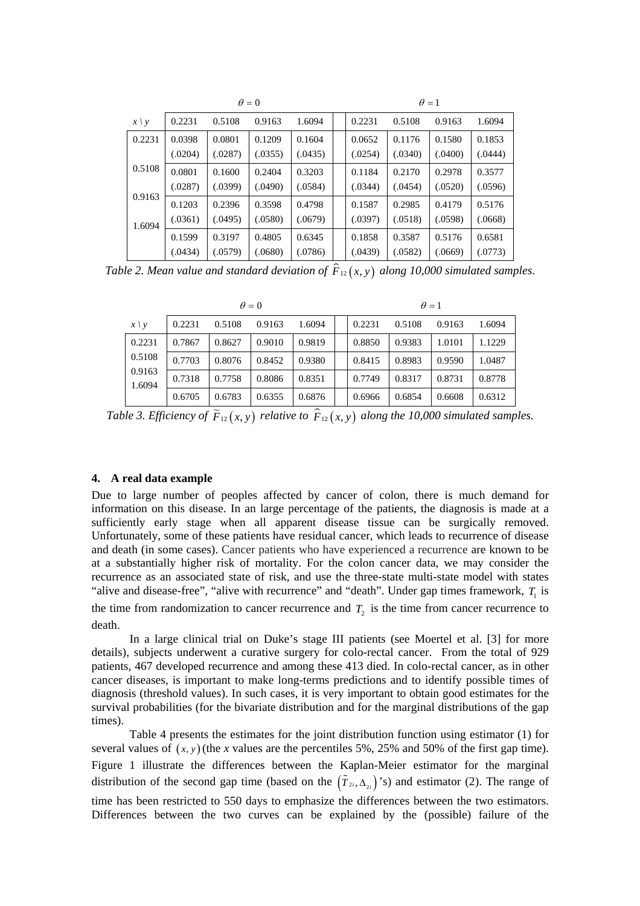| $x \setminus y$ | $\theta = 0$ 0.2231 | 0.5108 | 0.9163 | 1.6094 | $\theta = 1$ 0.2231 | 0.5108 | 0.9163 | 1.6094 |
|---|---|---|---|---|---|---|---|---|
| 0.2231 | 0.0398 (.0204) | 0.0801 (.0287) | 0.1209 (.0355) | 0.1604 (.0435) | 0.0652 (.0254) | 0.1176 (.0340) | 0.1580 (.0400) | 0.1853 (.0444) |
| 0.5108 | 0.0801 (.0287) | 0.1600 (.0399) | 0.2404 (.0490) | 0.3203 (.0584) | 0.1184 (.0344) | 0.2170 (.0454) | 0.2978 (.0520) | 0.3577 (.0596) |
| 0.9163 | 0.1203 (.0361) | 0.2396 (.0495) | 0.3598 (.0580) | 0.4798 (.0679) | 0.1587 (.0397) | 0.2985 (.0518) | 0.4179 (.0598) | 0.5176 (.0668) |
| 1.6094 | 0.1599 (.0434) | 0.3197 (.0579) | 0.4805 (.0680) | 0.6345 (.0786) | 0.1858 (.0439) | 0.3587 (.0582) | 0.5176 (.0669) | 0.6581 (.0773) |

*Table 2. Mean value and standard deviation of $\widehat{F}_{12}(x, y)$ along 10,000 simulated samples.*

| $x \setminus y$ | $\theta = 0$ 0.2231 | 0.5108 | 0.9163 | 1.6094 | $\theta = 1$ 0.2231 | 0.5108 | 0.9163 | 1.6094 |
|---|---|---|---|---|---|---|---|---|
| 0.2231 | 0.7867 | 0.8627 | 0.9010 | 0.9819 | 0.8850 | 0.9383 | 1.0101 | 1.1229 |
| 0.5108 | 0.7703 | 0.8076 | 0.8452 | 0.9380 | 0.8415 | 0.8983 | 0.9590 | 1.0487 |
| 0.9163 | 0.7318 | 0.7758 | 0.8086 | 0.8351 | 0.7749 | 0.8317 | 0.8731 | 0.8778 |
| 1.6094 | 0.6705 | 0.6783 | 0.6355 | 0.6876 | 0.6966 | 0.6854 | 0.6608 | 0.6312 |

*Table 3. Efficiency of $\widetilde{F}_{12}(x, y)$ relative to $\widehat{F}_{12}(x, y)$ along the 10,000 simulated samples.*

## 4. A real data example

Due to large number of peoples affected by cancer of colon, there is much demand for information on this disease. In an large percentage of the patients, the diagnosis is made at a sufficiently early stage when all apparent disease tissue can be surgically removed. Unfortunately, some of these patients have residual cancer, which leads to recurrence of disease and death (in some cases). Cancer patients who have experienced a recurrence are known to be at a substantially higher risk of mortality. For the colon cancer data, we may consider the recurrence as an associated state of risk, and use the three-state multi-state model with states "alive and disease-free", "alive with recurrence" and "death". Under gap times framework, $T_1$ is the time from randomization to cancer recurrence and $T_2$ is the time from cancer recurrence to death.

In a large clinical trial on Duke's stage III patients (see Moertel et al. [3] for more details), subjects underwent a curative surgery for colo-rectal cancer. From the total of 929 patients, 467 developed recurrence and among these 413 died. In colo-rectal cancer, as in other cancer diseases, is important to make long-terms predictions and to identify possible times of diagnosis (threshold values). In such cases, it is very important to obtain good estimates for the survival probabilities (for the bivariate distribution and for the marginal distributions of the gap times).

Table 4 presents the estimates for the joint distribution function using estimator (1) for several values of $(x, y)$ (the *x* values are the percentiles 5%, 25% and 50% of the first gap time). Figure 1 illustrate the differences between the Kaplan-Meier estimator for the marginal distribution of the second gap time (based on the $\left(\tilde{T}_{2i}, \Delta_{2i}\right)$'s) and estimator (2). The range of time has been restricted to 550 days to emphasize the differences between the two estimators. Differences between the two curves can be explained by the (possible) failure of the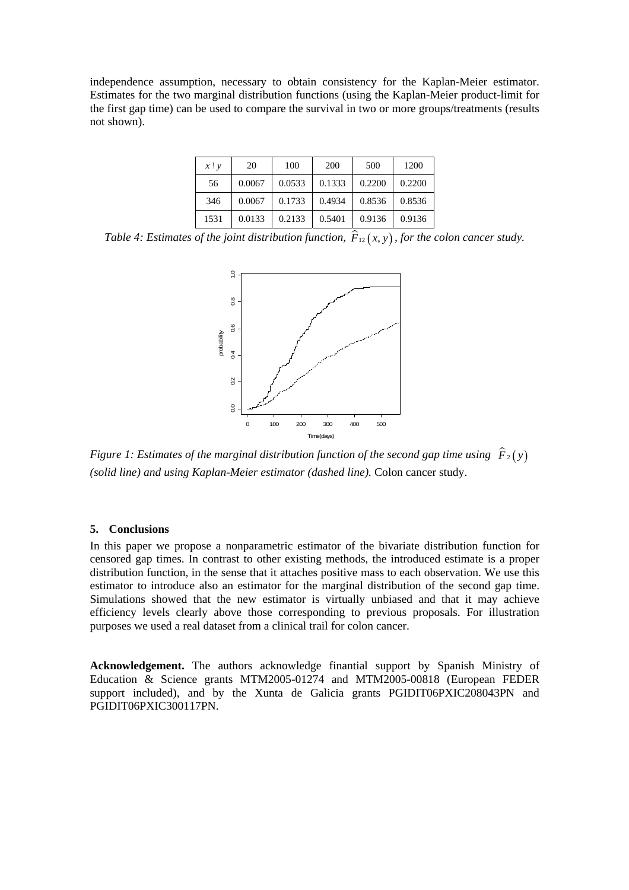independence assumption, necessary to obtain consistency for the Kaplan-Meier estimator. Estimates for the two marginal distribution functions (using the Kaplan-Meier product-limit for the first gap time) can be used to compare the survival in two or more groups/treatments (results not shown).

| $x \setminus y$ | 20 | 100 | 200 | 500 | 1200 |
|---|---|---|---|---|---|
| 56 | 0.0067 | 0.0533 | 0.1333 | 0.2200 | 0.2200 |
| 346 | 0.0067 | 0.1733 | 0.4934 | 0.8536 | 0.8536 |
| 1531 | 0.0133 | 0.2133 | 0.5401 | 0.9136 | 0.9136 |

*Table 4: Estimates of the joint distribution function, $\widehat{F}_{12}(x, y)$, for the colon cancer study.*

*Figure 1: Estimates of the marginal distribution function of the second gap time using $\widehat{F}_2(y)$ (solid line) and using Kaplan-Meier estimator (dashed line).* Colon cancer study.

## 5. Conclusions

In this paper we propose a nonparametric estimator of the bivariate distribution function for censored gap times. In contrast to other existing methods, the introduced estimate is a proper distribution function, in the sense that it attaches positive mass to each observation. We use this estimator to introduce also an estimator for the marginal distribution of the second gap time. Simulations showed that the new estimator is virtually unbiased and that it may achieve efficiency levels clearly above those corresponding to previous proposals. For illustration purposes we used a real dataset from a clinical trail for colon cancer.

**Acknowledgement.** The authors acknowledge finantial support by Spanish Ministry of Education & Science grants MTM2005-01274 and MTM2005-00818 (European FEDER support included), and by the Xunta de Galicia grants PGIDIT06PXIC208043PN and PGIDIT06PXIC300117PN.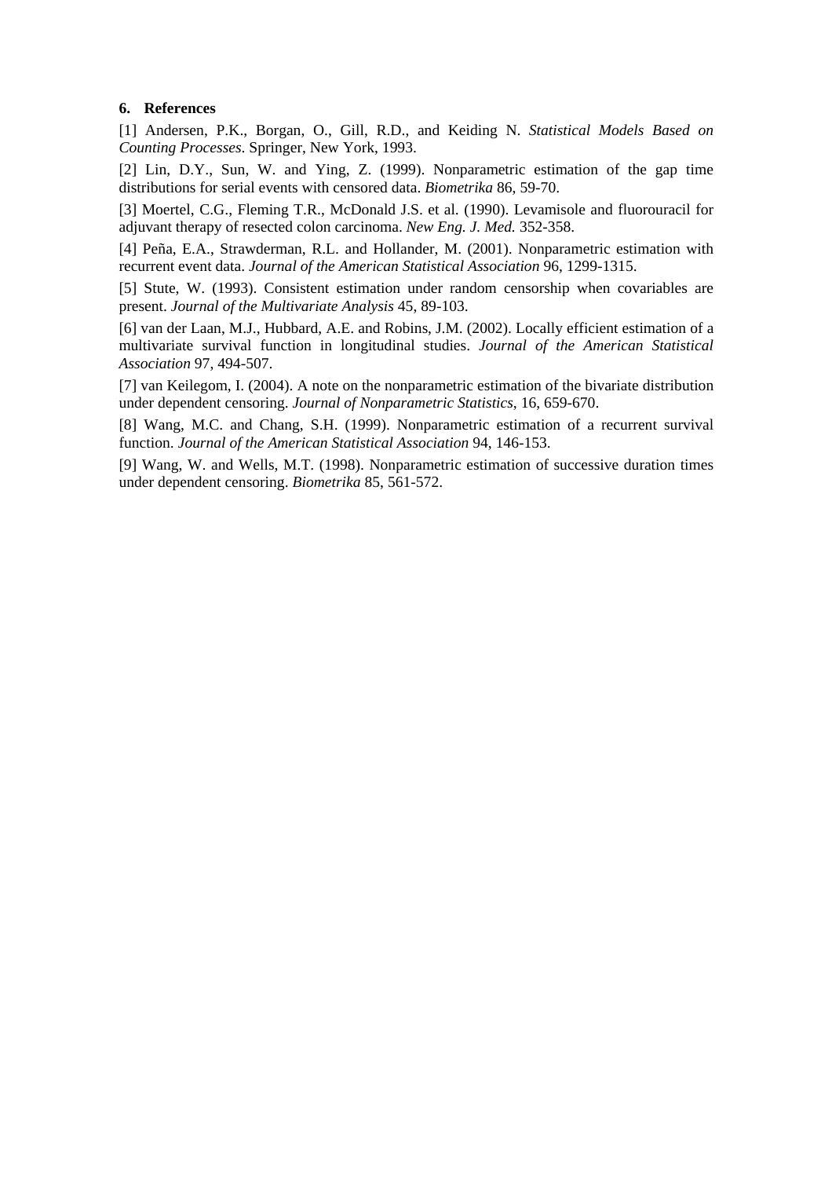## 6. References

[1] Andersen, P.K., Borgan, O., Gill, R.D., and Keiding N. *Statistical Models Based on Counting Processes*. Springer, New York, 1993.

[2] Lin, D.Y., Sun, W. and Ying, Z. (1999). Nonparametric estimation of the gap time distributions for serial events with censored data. *Biometrika* 86, 59-70.

[3] Moertel, C.G., Fleming T.R., McDonald J.S. et al. (1990). Levamisole and fluorouracil for adjuvant therapy of resected colon carcinoma. *New Eng. J. Med.* 352-358.

[4] Peña, E.A., Strawderman, R.L. and Hollander, M. (2001). Nonparametric estimation with recurrent event data. *Journal of the American Statistical Association* 96, 1299-1315.

[5] Stute, W. (1993). Consistent estimation under random censorship when covariables are present. *Journal of the Multivariate Analysis* 45, 89-103.

[6] van der Laan, M.J., Hubbard, A.E. and Robins, J.M. (2002). Locally efficient estimation of a multivariate survival function in longitudinal studies. *Journal of the American Statistical Association* 97, 494-507.

[7] van Keilegom, I. (2004). A note on the nonparametric estimation of the bivariate distribution under dependent censoring. *Journal of Nonparametric Statistics*, 16, 659-670.

[8] Wang, M.C. and Chang, S.H. (1999). Nonparametric estimation of a recurrent survival function. *Journal of the American Statistical Association* 94, 146-153.

[9] Wang, W. and Wells, M.T. (1998). Nonparametric estimation of successive duration times under dependent censoring. *Biometrika* 85, 561-572.